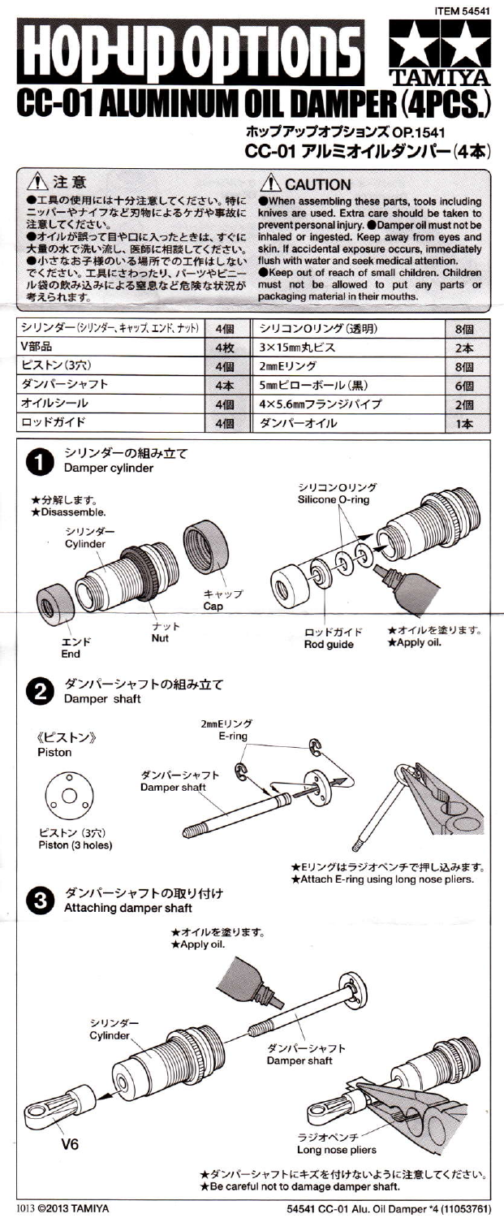ITEM 54541

# HOP-UP OPTIONS

# CC-01 ALUMINUM OIL DAMPER (4PCS.)

TAMIYA

ホップアップオプションズ OP.1541

**CC-01 アルミオイルダンパー(4本)**

## ⚠ 注意

●工具の使用には十分注意してください。特にニッパーやナイフなど刃物によるケガや事故に注意してください。
●オイルが誤って目や口に入ったときは、すぐに大量の水で洗い流し、医師に相談してください。
●小さなお子様のいる場所での工作はしないでください。工具にさわったり、パーツやビニール袋の飲み込みによる窒息など危険な状況が考えられます。

## ⚠ CAUTION

●When assembling these parts, tools including knives are used. Extra care should be taken to prevent personal injury. ●Damper oil must not be inhaled or ingested. Keep away from eyes and skin. If accidental exposure occurs, immediately flush with water and seek medical attention.
●Keep out of reach of small children. Children must not be allowed to put any parts or packaging material in their mouths.

| シリンダー(シリンダー、キャップ、エンド、ナット) | 4個 | シリコンOリング(透明) | 8個 |
|---|---|---|---|
| V部品 | 4枚 | 3×15mm丸ビス | 2本 |
| ピストン(3穴) | 4個 | 2mmEリング | 8個 |
| ダンパーシャフト | 4本 | 5mmピローボール(黒) | 6個 |
| オイルシール | 4個 | 4×5.6mmフランジパイプ | 2個 |
| ロッドガイド | 4個 | ダンパーオイル | 1本 |

## 1 シリンダーの組み立て
Damper cylinder

★分解します。
★Disassemble.

シリンダー
Cylinder

キャップ
Cap

ナット
Nut

エンド
End

シリコンOリング
Silicone O-ring

ロッドガイド
Rod guide

★オイルを塗ります。
★Apply oil.

## 2 ダンパーシャフトの組み立て
Damper shaft

《ピストン》
Piston

ピストン (3穴)
Piston (3 holes)

2mmEリング
E-ring

ダンパーシャフト
Damper shaft

★Eリングはラジオペンチで押し込みます。
★Attach E-ring using long nose pliers.

## 3 ダンパーシャフトの取り付け
Attaching damper shaft

★オイルを塗ります。
★Apply oil.

シリンダー
Cylinder

ダンパーシャフト
Damper shaft

V6

ラジオペンチ
Long nose pliers

★ダンパーシャフトにキズを付けないように注意してください。
★Be careful not to damage damper shaft.

1013 ©2013 TAMIYA

54541 CC-01 Alu. Oil Damper *4 (11053761)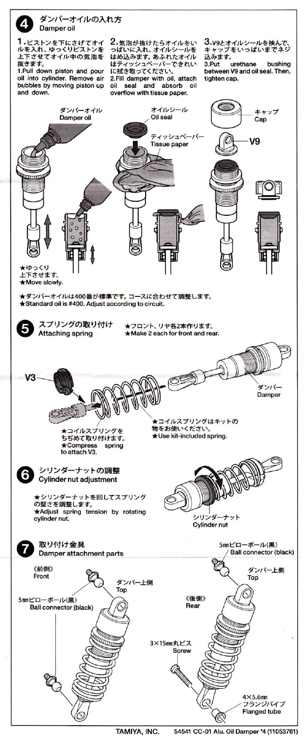## ❹ ダンパーオイルの入れ方 Damper oil

1.ピストンを下にさげてオイルを入れ、ゆっくりピストンを上下させてオイル中の気泡を抜きます。
1.Pull down piston and pour oil into cylinder. Remove air bubbles by moving piston up and down.

2.気泡が抜けたらオイルをいっぱいに入れ、オイルシールをはめ込みます。あふれたオイルはティッシュペーパーできれいに拭き取ってください。
2.Fill damper with oil, attach oil seal and absorb oil overflow with tissue paper.

3.V9とオイルシールを挟んで、キャップをいっぱいまでネジ込みます。
3.Put urethane bushing between V9 and oil seal. Then, tighten cap.

ダンパーオイル Damper oil

オイルシール Oil seal

ティッシュペーパー Tissue paper

キャップ Cap

V9

★ゆっくり上下させます。
★Move slowly.

★ダンパーオイルは400番が標準です。コースに合わせて調整します。
★Standard oil is #400. Adjust according to circuit.

## ❺ スプリングの取り付け Attaching spring

★フロント、リヤ各2本作ります。
★Make 2 each for front and rear.

V3

ダンパー Damper

★コイルスプリングをちぢめて取り付けます。
★Compress spring to attach V3.

★コイルスプリングはキットの物をお使いください。
★Use kit-included spring.

## ❻ シリンダーナットの調整 Cylinder nut adjustment

★シリンダーナットを回してスプリングの堅さを調整します。
★Adjust spring tension by rotating cylinder nut.

シリンダーナット Cylinder nut

## ❼ 取り付け金具 Damper attachment parts

《前側》 Front

ダンパー上側 Top

5mmピローボール(黒) Ball connector (black)

《後側》 Rear

5mmピローボール(黒) Ball connector (black)

ダンパー上側 Top

3×15mm丸ビス Screw

4×5.6mm フランジパイプ Flanged tube

TAMIYA, INC. 54541 CC-01 Alu. Oil Damper *4 (11053761)